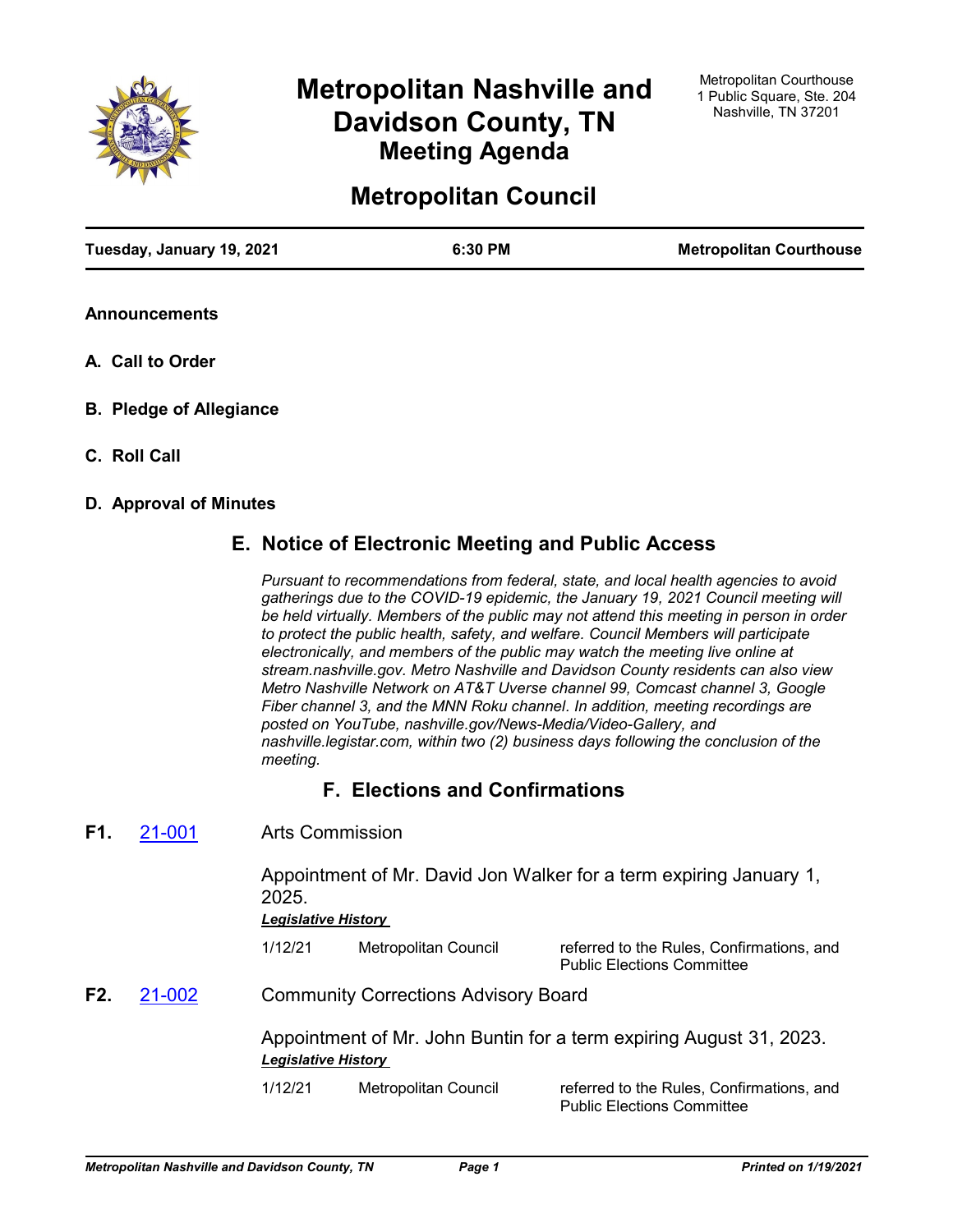# Metropolitan Nashville and Davidson County, TN

Metropolitan Courthouse
1 Public Square, Ste. 204
Nashville, TN 37201

## Meeting Agenda

# Metropolitan Council

**Tuesday, January 19, 2021** | **6:30 PM** | **Metropolitan Courthouse**

### Announcements

### A. Call to Order

### B. Pledge of Allegiance

### C. Roll Call

### D. Approval of Minutes

## E. Notice of Electronic Meeting and Public Access

*Pursuant to recommendations from federal, state, and local health agencies to avoid gatherings due to the COVID-19 epidemic, the January 19, 2021 Council meeting will be held virtually. Members of the public may not attend this meeting in person in order to protect the public health, safety, and welfare. Council Members will participate electronically, and members of the public may watch the meeting live online at stream.nashville.gov. Metro Nashville and Davidson County residents can also view Metro Nashville Network on AT&T Uverse channel 99, Comcast channel 3, Google Fiber channel 3, and the MNN Roku channel. In addition, meeting recordings are posted on YouTube, nashville.gov/News-Media/Video-Gallery, and nashville.legistar.com, within two (2) business days following the conclusion of the meeting.*

## F. Elections and Confirmations

**F1.** 21-001 Arts Commission

Appointment of Mr. David Jon Walker for a term expiring January 1, 2025.

***Legislative History***

| | | |
|---|---|---|
| 1/12/21 | Metropolitan Council | referred to the Rules, Confirmations, and Public Elections Committee |

**F2.** 21-002 Community Corrections Advisory Board

Appointment of Mr. John Buntin for a term expiring August 31, 2023.

***Legislative History***

| | | |
|---|---|---|
| 1/12/21 | Metropolitan Council | referred to the Rules, Confirmations, and Public Elections Committee |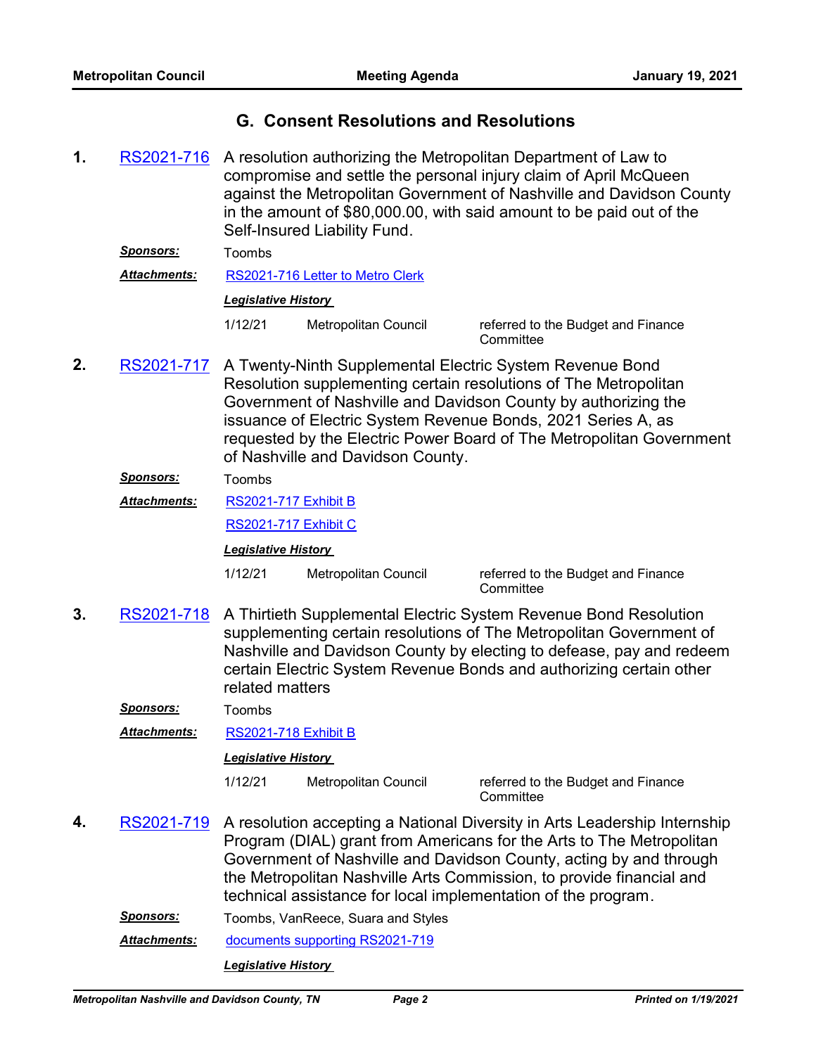## G. Consent Resolutions and Resolutions

**1.** RS2021-716 A resolution authorizing the Metropolitan Department of Law to compromise and settle the personal injury claim of April McQueen against the Metropolitan Government of Nashville and Davidson County in the amount of $80,000.00, with said amount to be paid out of the Self-Insured Liability Fund.

***Sponsors:*** Toombs

***Attachments:*** RS2021-716 Letter to Metro Clerk

***Legislative History***

| | | |
|---|---|---|
| 1/12/21 | Metropolitan Council | referred to the Budget and Finance Committee |

**2.** RS2021-717 A Twenty-Ninth Supplemental Electric System Revenue Bond Resolution supplementing certain resolutions of The Metropolitan Government of Nashville and Davidson County by authorizing the issuance of Electric System Revenue Bonds, 2021 Series A, as requested by the Electric Power Board of The Metropolitan Government of Nashville and Davidson County.

***Sponsors:*** Toombs

***Attachments:*** RS2021-717 Exhibit B

RS2021-717 Exhibit C

***Legislative History***

| | | |
|---|---|---|
| 1/12/21 | Metropolitan Council | referred to the Budget and Finance Committee |

**3.** RS2021-718 A Thirtieth Supplemental Electric System Revenue Bond Resolution supplementing certain resolutions of The Metropolitan Government of Nashville and Davidson County by electing to defease, pay and redeem certain Electric System Revenue Bonds and authorizing certain other related matters

***Sponsors:*** Toombs

***Attachments:*** RS2021-718 Exhibit B

***Legislative History***

| | | |
|---|---|---|
| 1/12/21 | Metropolitan Council | referred to the Budget and Finance Committee |

**4.** RS2021-719 A resolution accepting a National Diversity in Arts Leadership Internship Program (DIAL) grant from Americans for the Arts to The Metropolitan Government of Nashville and Davidson County, acting by and through the Metropolitan Nashville Arts Commission, to provide financial and technical assistance for local implementation of the program.

***Sponsors:*** Toombs, VanReece, Suara and Styles

***Attachments:*** documents supporting RS2021-719

***Legislative History***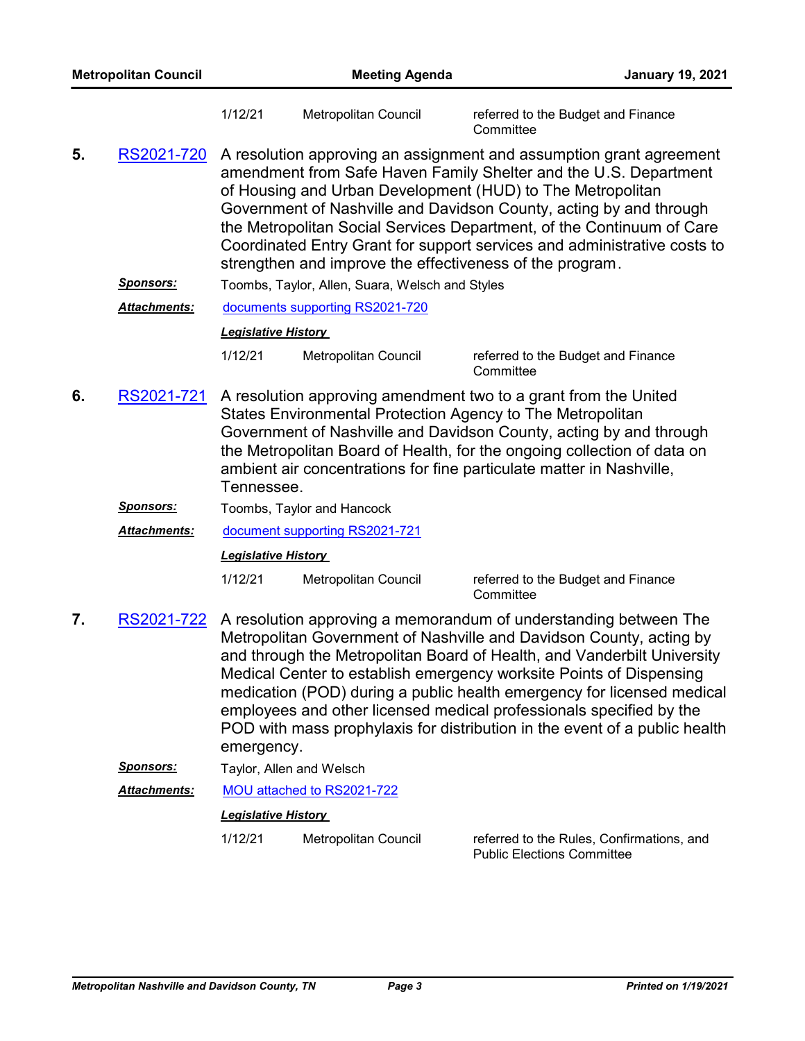| | | | |
|---|---|---|---|
| | 1/12/21 | Metropolitan Council | referred to the Budget and Finance Committee |

**5.** RS2021-720 A resolution approving an assignment and assumption grant agreement amendment from Safe Haven Family Shelter and the U.S. Department of Housing and Urban Development (HUD) to The Metropolitan Government of Nashville and Davidson County, acting by and through the Metropolitan Social Services Department, of the Continuum of Care Coordinated Entry Grant for support services and administrative costs to strengthen and improve the effectiveness of the program.

***Sponsors:*** Toombs, Taylor, Allen, Suara, Welsch and Styles

***Attachments:*** documents supporting RS2021-720

***Legislative History***

| | | |
|---|---|---|
| 1/12/21 | Metropolitan Council | referred to the Budget and Finance Committee |

**6.** RS2021-721 A resolution approving amendment two to a grant from the United States Environmental Protection Agency to The Metropolitan Government of Nashville and Davidson County, acting by and through the Metropolitan Board of Health, for the ongoing collection of data on ambient air concentrations for fine particulate matter in Nashville, Tennessee.

***Sponsors:*** Toombs, Taylor and Hancock

***Attachments:*** document supporting RS2021-721

***Legislative History***

| | | |
|---|---|---|
| 1/12/21 | Metropolitan Council | referred to the Budget and Finance Committee |

**7.** RS2021-722 A resolution approving a memorandum of understanding between The Metropolitan Government of Nashville and Davidson County, acting by and through the Metropolitan Board of Health, and Vanderbilt University Medical Center to establish emergency worksite Points of Dispensing medication (POD) during a public health emergency for licensed medical employees and other licensed medical professionals specified by the POD with mass prophylaxis for distribution in the event of a public health emergency.

***Sponsors:*** Taylor, Allen and Welsch

***Attachments:*** MOU attached to RS2021-722

***Legislative History***

| | | |
|---|---|---|
| 1/12/21 | Metropolitan Council | referred to the Rules, Confirmations, and Public Elections Committee |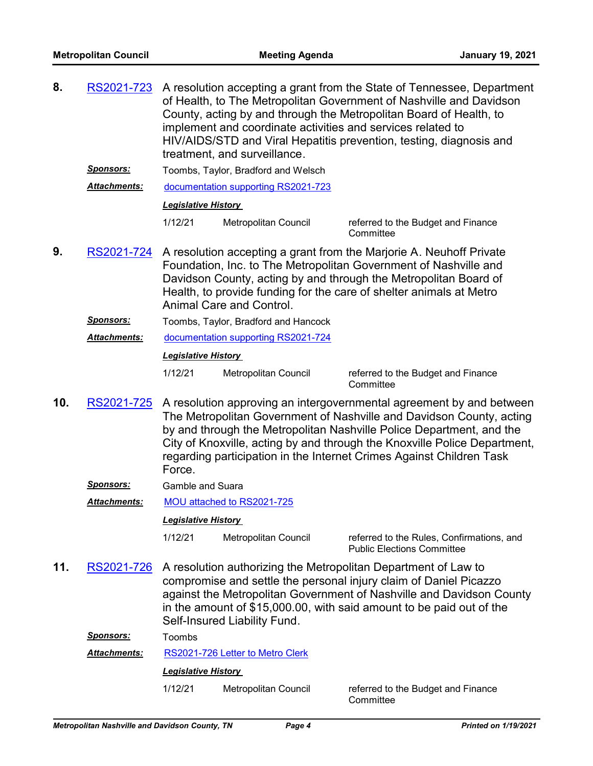**8.** RS2021-723 A resolution accepting a grant from the State of Tennessee, Department of Health, to The Metropolitan Government of Nashville and Davidson County, acting by and through the Metropolitan Board of Health, to implement and coordinate activities and services related to HIV/AIDS/STD and Viral Hepatitis prevention, testing, diagnosis and treatment, and surveillance.

***Sponsors:*** Toombs, Taylor, Bradford and Welsch

***Attachments:*** documentation supporting RS2021-723

***Legislative History***

| | | |
|---|---|---|
| 1/12/21 | Metropolitan Council | referred to the Budget and Finance Committee |

**9.** RS2021-724 A resolution accepting a grant from the Marjorie A. Neuhoff Private Foundation, Inc. to The Metropolitan Government of Nashville and Davidson County, acting by and through the Metropolitan Board of Health, to provide funding for the care of shelter animals at Metro Animal Care and Control.

***Sponsors:*** Toombs, Taylor, Bradford and Hancock

***Attachments:*** documentation supporting RS2021-724

***Legislative History***

| | | |
|---|---|---|
| 1/12/21 | Metropolitan Council | referred to the Budget and Finance Committee |

**10.** RS2021-725 A resolution approving an intergovernmental agreement by and between The Metropolitan Government of Nashville and Davidson County, acting by and through the Metropolitan Nashville Police Department, and the City of Knoxville, acting by and through the Knoxville Police Department, regarding participation in the Internet Crimes Against Children Task Force.

***Sponsors:*** Gamble and Suara

***Attachments:*** MOU attached to RS2021-725

***Legislative History***

| | | |
|---|---|---|
| 1/12/21 | Metropolitan Council | referred to the Rules, Confirmations, and Public Elections Committee |

**11.** RS2021-726 A resolution authorizing the Metropolitan Department of Law to compromise and settle the personal injury claim of Daniel Picazzo against the Metropolitan Government of Nashville and Davidson County in the amount of $15,000.00, with said amount to be paid out of the Self-Insured Liability Fund.

***Sponsors:*** Toombs

***Attachments:*** RS2021-726 Letter to Metro Clerk

***Legislative History***

| | | |
|---|---|---|
| 1/12/21 | Metropolitan Council | referred to the Budget and Finance Committee |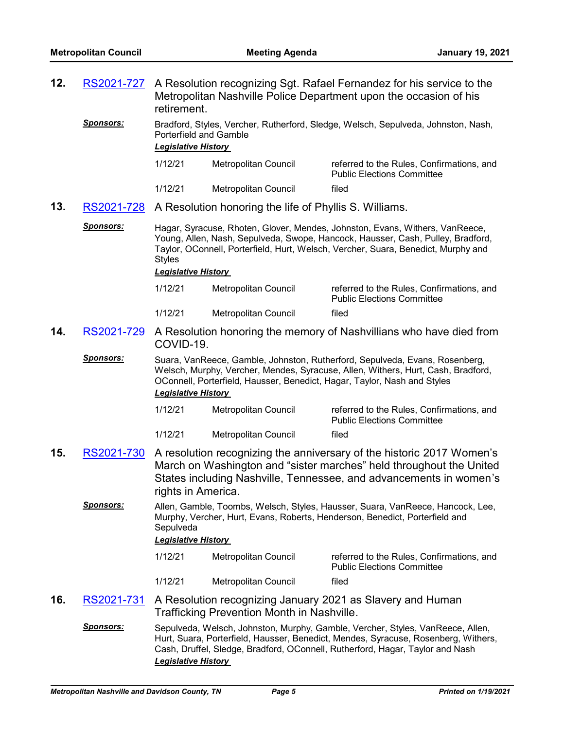**12.** RS2021-727 A Resolution recognizing Sgt. Rafael Fernandez for his service to the Metropolitan Nashville Police Department upon the occasion of his retirement.

***Sponsors:*** Bradford, Styles, Vercher, Rutherford, Sledge, Welsch, Sepulveda, Johnston, Nash, Porterfield and Gamble

***Legislative History***

| | | |
|---|---|---|
| 1/12/21 | Metropolitan Council | referred to the Rules, Confirmations, and Public Elections Committee |
| 1/12/21 | Metropolitan Council | filed |

**13.** RS2021-728 A Resolution honoring the life of Phyllis S. Williams.

***Sponsors:*** Hagar, Syracuse, Rhoten, Glover, Mendes, Johnston, Evans, Withers, VanReece, Young, Allen, Nash, Sepulveda, Swope, Hancock, Hausser, Cash, Pulley, Bradford, Taylor, OConnell, Porterfield, Hurt, Welsch, Vercher, Suara, Benedict, Murphy and Styles

***Legislative History***

| | | |
|---|---|---|
| 1/12/21 | Metropolitan Council | referred to the Rules, Confirmations, and Public Elections Committee |
| 1/12/21 | Metropolitan Council | filed |

**14.** RS2021-729 A Resolution honoring the memory of Nashvillians who have died from COVID-19.

***Sponsors:*** Suara, VanReece, Gamble, Johnston, Rutherford, Sepulveda, Evans, Rosenberg, Welsch, Murphy, Vercher, Mendes, Syracuse, Allen, Withers, Hurt, Cash, Bradford, OConnell, Porterfield, Hausser, Benedict, Hagar, Taylor, Nash and Styles

***Legislative History***

| | | |
|---|---|---|
| 1/12/21 | Metropolitan Council | referred to the Rules, Confirmations, and Public Elections Committee |
| 1/12/21 | Metropolitan Council | filed |

**15.** RS2021-730 A resolution recognizing the anniversary of the historic 2017 Women's March on Washington and "sister marches" held throughout the United States including Nashville, Tennessee, and advancements in women's rights in America.

***Sponsors:*** Allen, Gamble, Toombs, Welsch, Styles, Hausser, Suara, VanReece, Hancock, Lee, Murphy, Vercher, Hurt, Evans, Roberts, Henderson, Benedict, Porterfield and Sepulveda

***Legislative History***

| | | |
|---|---|---|
| 1/12/21 | Metropolitan Council | referred to the Rules, Confirmations, and Public Elections Committee |
| 1/12/21 | Metropolitan Council | filed |

**16.** RS2021-731 A Resolution recognizing January 2021 as Slavery and Human Trafficking Prevention Month in Nashville.

***Sponsors:*** Sepulveda, Welsch, Johnston, Murphy, Gamble, Vercher, Styles, VanReece, Allen, Hurt, Suara, Porterfield, Hausser, Benedict, Mendes, Syracuse, Rosenberg, Withers, Cash, Druffel, Sledge, Bradford, OConnell, Rutherford, Hagar, Taylor and Nash

***Legislative History***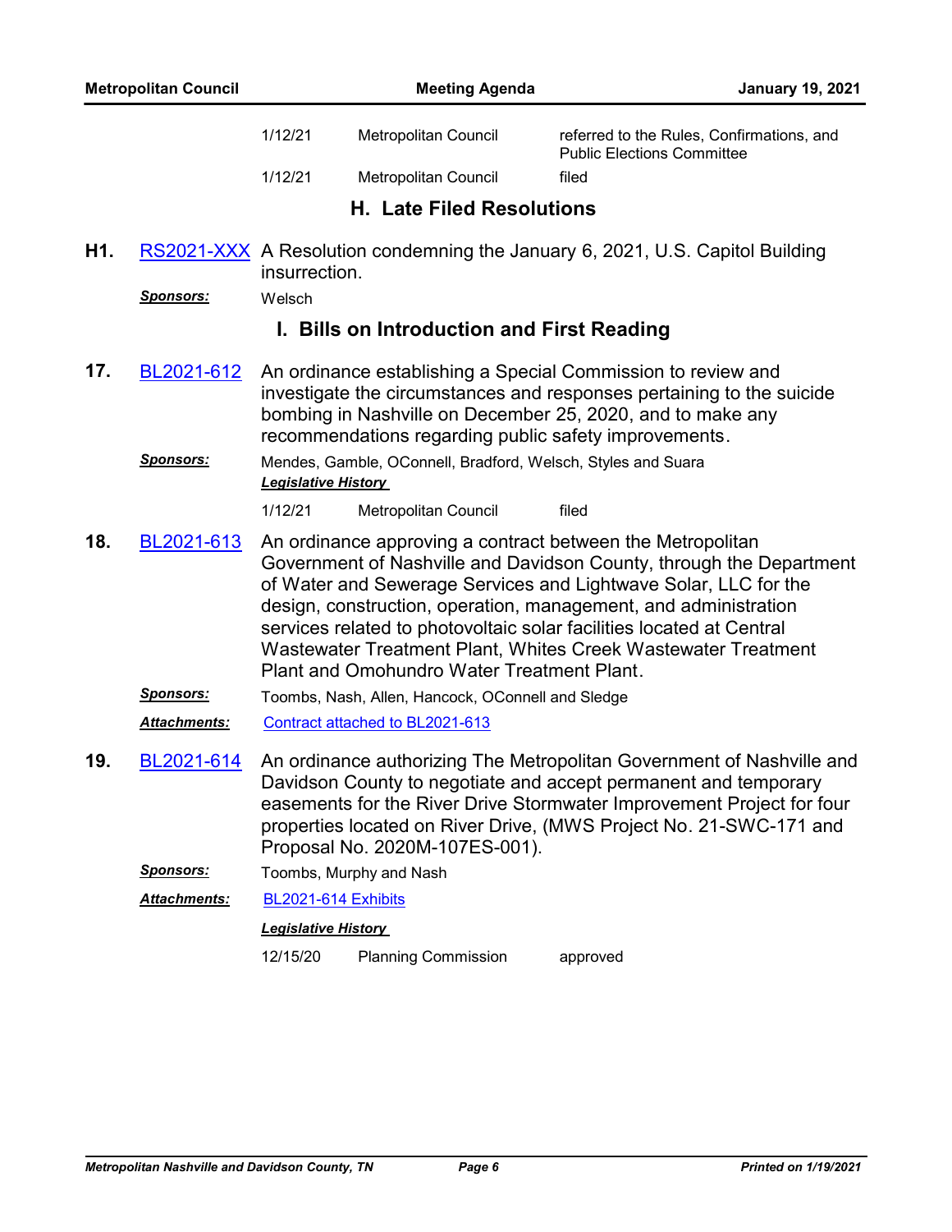| | | |
|---|---|---|
| 1/12/21 | Metropolitan Council | referred to the Rules, Confirmations, and Public Elections Committee |
| 1/12/21 | Metropolitan Council | filed |

## H. Late Filed Resolutions

**H1.** RS2021-XXX A Resolution condemning the January 6, 2021, U.S. Capitol Building insurrection.

***Sponsors:*** Welsch

## I. Bills on Introduction and First Reading

**17.** BL2021-612 An ordinance establishing a Special Commission to review and investigate the circumstances and responses pertaining to the suicide bombing in Nashville on December 25, 2020, and to make any recommendations regarding public safety improvements.

***Sponsors:*** Mendes, Gamble, OConnell, Bradford, Welsch, Styles and Suara

***Legislative History***

| | | |
|---|---|---|
| 1/12/21 | Metropolitan Council | filed |

**18.** BL2021-613 An ordinance approving a contract between the Metropolitan Government of Nashville and Davidson County, through the Department of Water and Sewerage Services and Lightwave Solar, LLC for the design, construction, operation, management, and administration services related to photovoltaic solar facilities located at Central Wastewater Treatment Plant, Whites Creek Wastewater Treatment Plant and Omohundro Water Treatment Plant.

***Sponsors:*** Toombs, Nash, Allen, Hancock, OConnell and Sledge

***Attachments:*** Contract attached to BL2021-613

**19.** BL2021-614 An ordinance authorizing The Metropolitan Government of Nashville and Davidson County to negotiate and accept permanent and temporary easements for the River Drive Stormwater Improvement Project for four properties located on River Drive, (MWS Project No. 21-SWC-171 and Proposal No. 2020M-107ES-001).

***Sponsors:*** Toombs, Murphy and Nash

***Attachments:*** BL2021-614 Exhibits

***Legislative History***

| | | |
|---|---|---|
| 12/15/20 | Planning Commission | approved |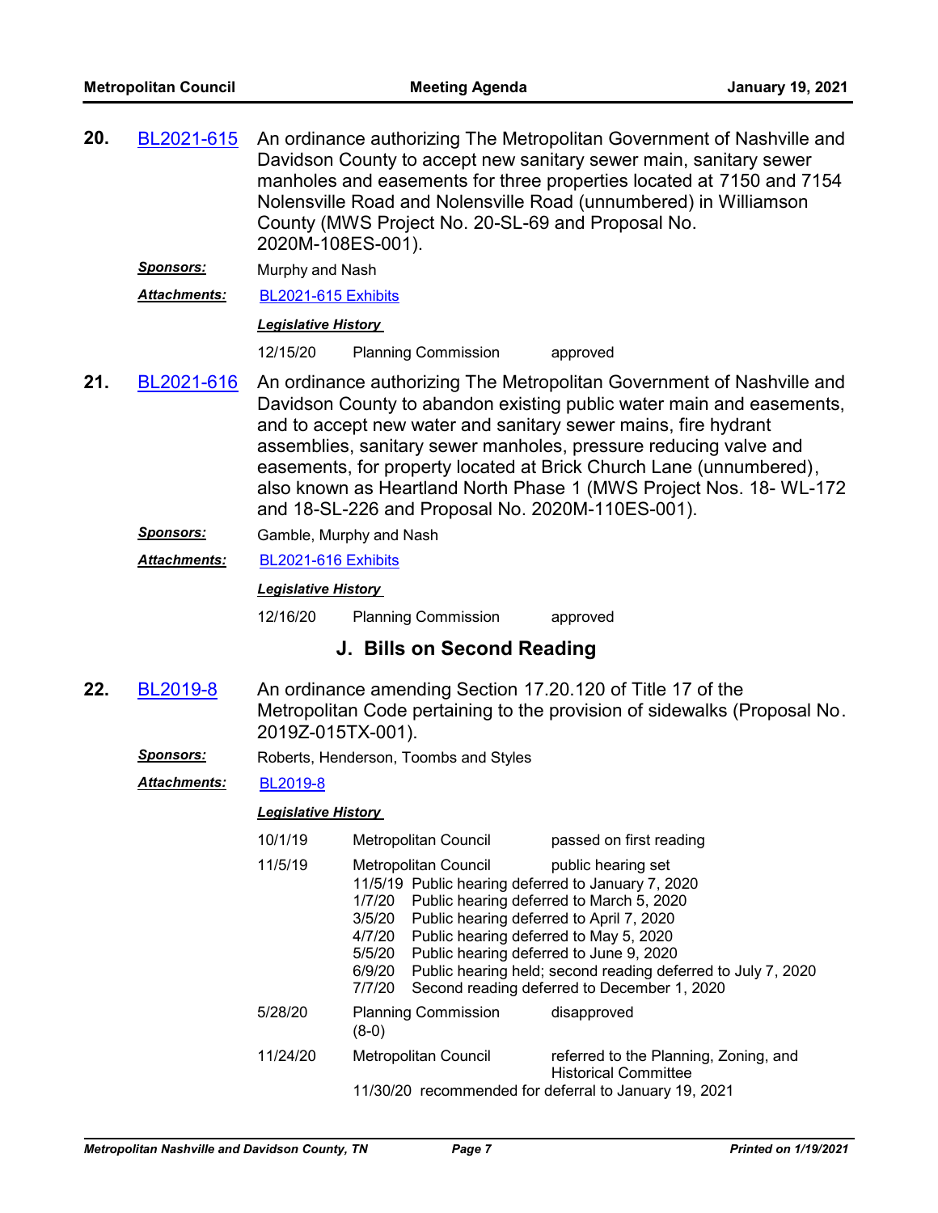**20.** BL2021-615 An ordinance authorizing The Metropolitan Government of Nashville and Davidson County to accept new sanitary sewer main, sanitary sewer manholes and easements for three properties located at 7150 and 7154 Nolensville Road and Nolensville Road (unnumbered) in Williamson County (MWS Project No. 20-SL-69 and Proposal No. 2020M-108ES-001).

***Sponsors:*** Murphy and Nash

***Attachments:*** BL2021-615 Exhibits

***Legislative History***

| | | |
|---|---|---|
| 12/15/20 | Planning Commission | approved |

**21.** BL2021-616 An ordinance authorizing The Metropolitan Government of Nashville and Davidson County to abandon existing public water main and easements, and to accept new water and sanitary sewer mains, fire hydrant assemblies, sanitary sewer manholes, pressure reducing valve and easements, for property located at Brick Church Lane (unnumbered), also known as Heartland North Phase 1 (MWS Project Nos. 18- WL-172 and 18-SL-226 and Proposal No. 2020M-110ES-001).

***Sponsors:*** Gamble, Murphy and Nash

***Attachments:*** BL2021-616 Exhibits

***Legislative History***

| | | |
|---|---|---|
| 12/16/20 | Planning Commission | approved |

## J. Bills on Second Reading

**22.** BL2019-8 An ordinance amending Section 17.20.120 of Title 17 of the Metropolitan Code pertaining to the provision of sidewalks (Proposal No. 2019Z-015TX-001).

***Sponsors:*** Roberts, Henderson, Toombs and Styles

***Attachments:*** BL2019-8

***Legislative History***

| | | |
|---|---|---|
| 10/1/19 | Metropolitan Council | passed on first reading |
| 11/5/19 | Metropolitan Council | public hearing set |

11/5/19 Public hearing deferred to January 7, 2020
1/7/20 Public hearing deferred to March 5, 2020
3/5/20 Public hearing deferred to April 7, 2020
4/7/20 Public hearing deferred to May 5, 2020
5/5/20 Public hearing deferred to June 9, 2020
6/9/20 Public hearing held; second reading deferred to July 7, 2020
7/7/20 Second reading deferred to December 1, 2020

| | | |
|---|---|---|
| 5/28/20 | Planning Commission (8-0) | disapproved |
| 11/24/20 | Metropolitan Council | referred to the Planning, Zoning, and Historical Committee |

11/30/20 recommended for deferral to January 19, 2021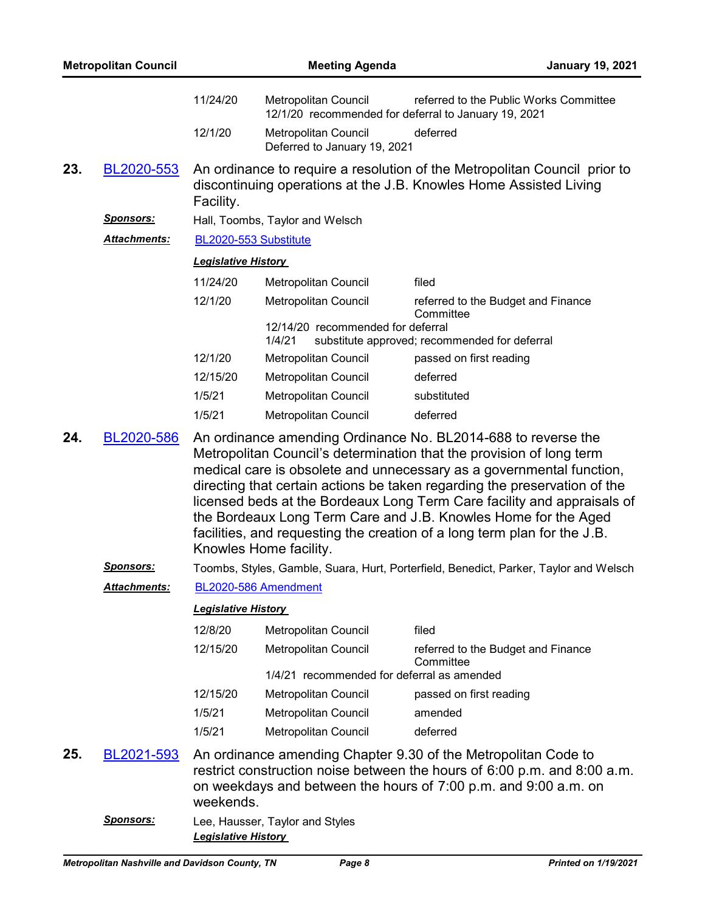| | | |
|---|---|---|
| 11/24/20 | Metropolitan Council | referred to the Public Works Committee |
| | 12/1/20 recommended for deferral to January 19, 2021 | |
| 12/1/20 | Metropolitan Council | deferred |
| | Deferred to January 19, 2021 | |

**23.** BL2020-553 An ordinance to require a resolution of the Metropolitan Council prior to discontinuing operations at the J.B. Knowles Home Assisted Living Facility.

***Sponsors:*** Hall, Toombs, Taylor and Welsch

***Attachments:*** BL2020-553 Substitute

***Legislative History***

| | | |
|---|---|---|
| 11/24/20 | Metropolitan Council | filed |
| 12/1/20 | Metropolitan Council | referred to the Budget and Finance Committee |
| | 12/14/20 recommended for deferral | |
| | 1/4/21 substitute approved; recommended for deferral | |
| 12/1/20 | Metropolitan Council | passed on first reading |
| 12/15/20 | Metropolitan Council | deferred |
| 1/5/21 | Metropolitan Council | substituted |
| 1/5/21 | Metropolitan Council | deferred |

**24.** BL2020-586 An ordinance amending Ordinance No. BL2014-688 to reverse the Metropolitan Council's determination that the provision of long term medical care is obsolete and unnecessary as a governmental function, directing that certain actions be taken regarding the preservation of the licensed beds at the Bordeaux Long Term Care facility and appraisals of the Bordeaux Long Term Care and J.B. Knowles Home for the Aged facilities, and requesting the creation of a long term plan for the J.B. Knowles Home facility.

***Sponsors:*** Toombs, Styles, Gamble, Suara, Hurt, Porterfield, Benedict, Parker, Taylor and Welsch

***Attachments:*** BL2020-586 Amendment

***Legislative History***

| | | |
|---|---|---|
| 12/8/20 | Metropolitan Council | filed |
| 12/15/20 | Metropolitan Council | referred to the Budget and Finance Committee |
| | 1/4/21 recommended for deferral as amended | |
| 12/15/20 | Metropolitan Council | passed on first reading |
| 1/5/21 | Metropolitan Council | amended |
| 1/5/21 | Metropolitan Council | deferred |

**25.** BL2021-593 An ordinance amending Chapter 9.30 of the Metropolitan Code to restrict construction noise between the hours of 6:00 p.m. and 8:00 a.m. on weekdays and between the hours of 7:00 p.m. and 9:00 a.m. on weekends.

***Sponsors:*** Lee, Hausser, Taylor and Styles

***Legislative History***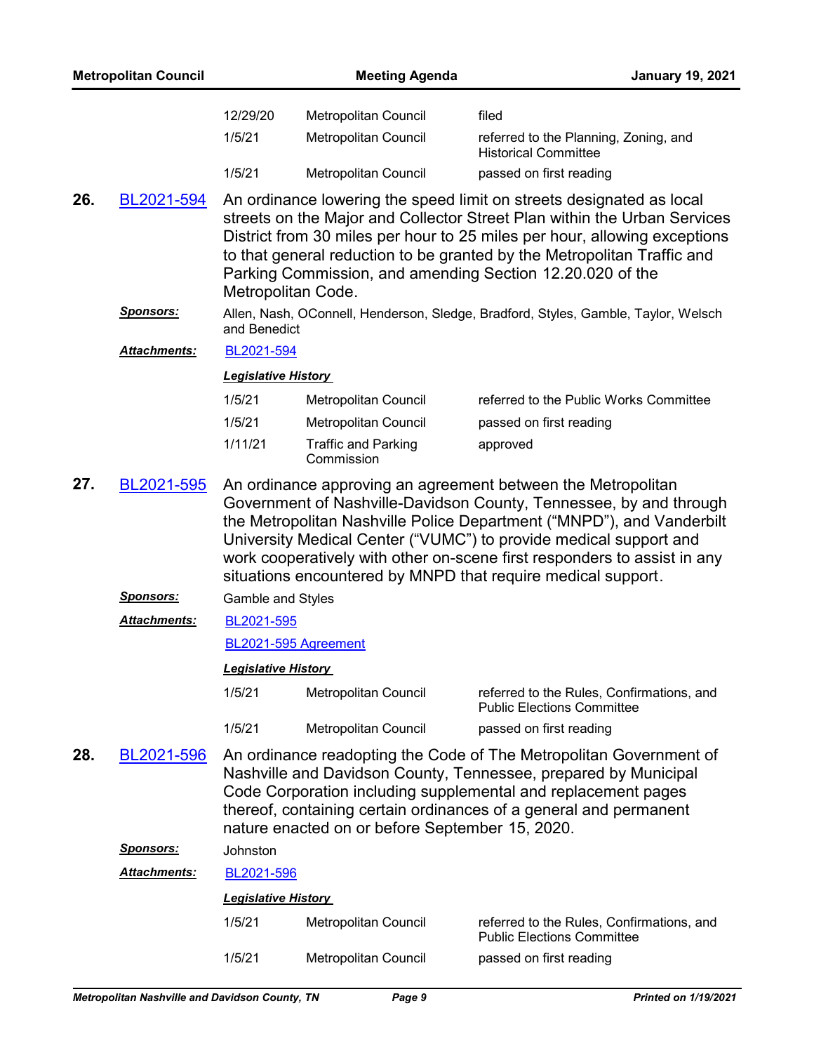| | | |
|---|---|---|
| 12/29/20 | Metropolitan Council | filed |
| 1/5/21 | Metropolitan Council | referred to the Planning, Zoning, and Historical Committee |
| 1/5/21 | Metropolitan Council | passed on first reading |

**26.** [BL2021-594](BL2021-594) An ordinance lowering the speed limit on streets designated as local streets on the Major and Collector Street Plan within the Urban Services District from 30 miles per hour to 25 miles per hour, allowing exceptions to that general reduction to be granted by the Metropolitan Traffic and Parking Commission, and amending Section 12.20.020 of the Metropolitan Code.

***Sponsors:*** Allen, Nash, OConnell, Henderson, Sledge, Bradford, Styles, Gamble, Taylor, Welsch and Benedict

***Attachments:*** BL2021-594

***Legislative History***

| | | |
|---|---|---|
| 1/5/21 | Metropolitan Council | referred to the Public Works Committee |
| 1/5/21 | Metropolitan Council | passed on first reading |
| 1/11/21 | Traffic and Parking Commission | approved |

**27.** [BL2021-595](BL2021-595) An ordinance approving an agreement between the Metropolitan Government of Nashville-Davidson County, Tennessee, by and through the Metropolitan Nashville Police Department ("MNPD"), and Vanderbilt University Medical Center ("VUMC") to provide medical support and work cooperatively with other on-scene first responders to assist in any situations encountered by MNPD that require medical support.

***Sponsors:*** Gamble and Styles

***Attachments:*** BL2021-595

BL2021-595 Agreement

***Legislative History***

| | | |
|---|---|---|
| 1/5/21 | Metropolitan Council | referred to the Rules, Confirmations, and Public Elections Committee |
| 1/5/21 | Metropolitan Council | passed on first reading |

**28.** [BL2021-596](BL2021-596) An ordinance readopting the Code of The Metropolitan Government of Nashville and Davidson County, Tennessee, prepared by Municipal Code Corporation including supplemental and replacement pages thereof, containing certain ordinances of a general and permanent nature enacted on or before September 15, 2020.

***Sponsors:*** Johnston

***Attachments:*** BL2021-596

***Legislative History***

| | | |
|---|---|---|
| 1/5/21 | Metropolitan Council | referred to the Rules, Confirmations, and Public Elections Committee |
| 1/5/21 | Metropolitan Council | passed on first reading |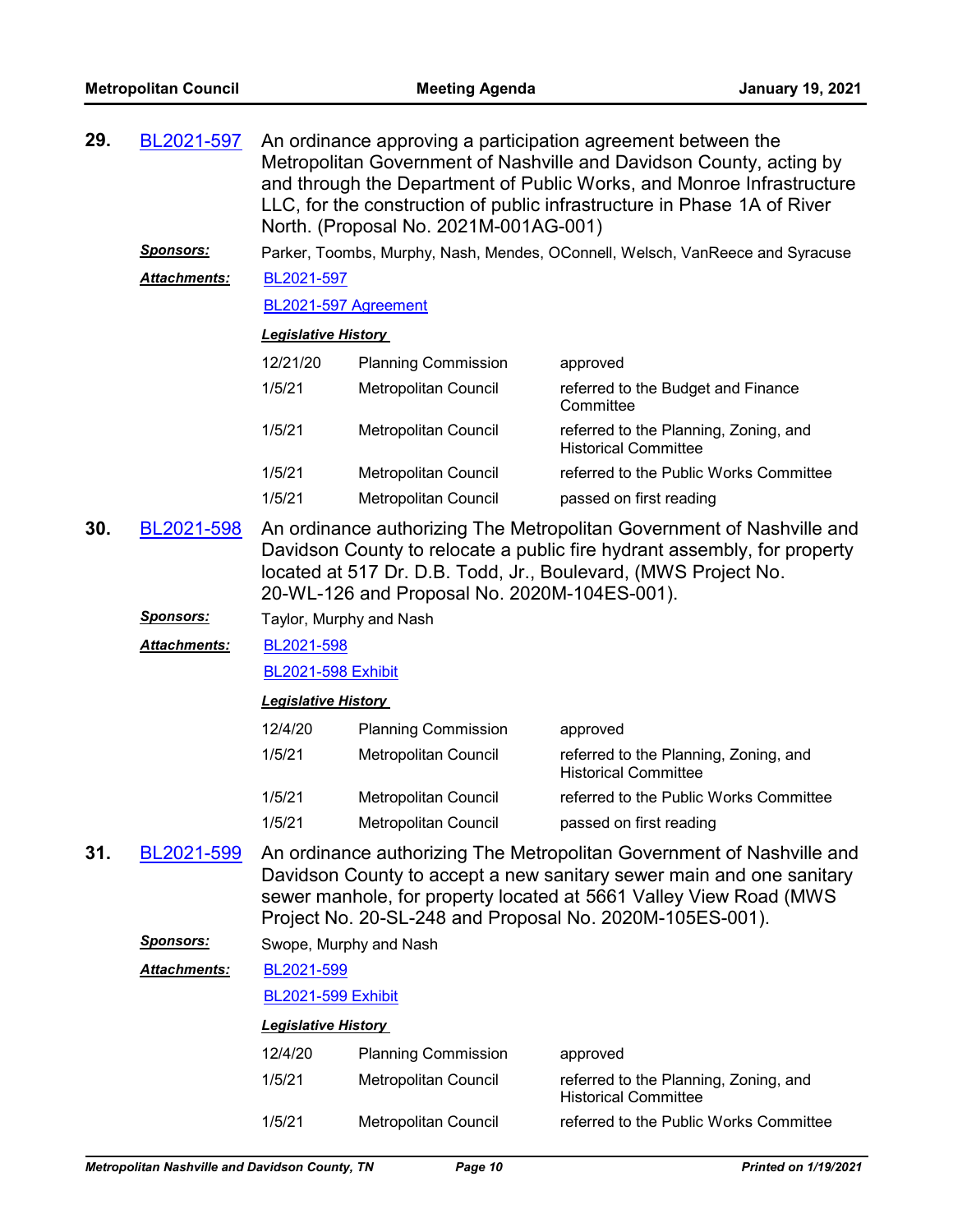**29.** BL2021-597 An ordinance approving a participation agreement between the Metropolitan Government of Nashville and Davidson County, acting by and through the Department of Public Works, and Monroe Infrastructure LLC, for the construction of public infrastructure in Phase 1A of River North. (Proposal No. 2021M-001AG-001)

***Sponsors:*** Parker, Toombs, Murphy, Nash, Mendes, OConnell, Welsch, VanReece and Syracuse

***Attachments:*** BL2021-597

BL2021-597 Agreement

***Legislative History***

| | | |
|---|---|---|
| 12/21/20 | Planning Commission | approved |
| 1/5/21 | Metropolitan Council | referred to the Budget and Finance Committee |
| 1/5/21 | Metropolitan Council | referred to the Planning, Zoning, and Historical Committee |
| 1/5/21 | Metropolitan Council | referred to the Public Works Committee |
| 1/5/21 | Metropolitan Council | passed on first reading |

**30.** BL2021-598 An ordinance authorizing The Metropolitan Government of Nashville and Davidson County to relocate a public fire hydrant assembly, for property located at 517 Dr. D.B. Todd, Jr., Boulevard, (MWS Project No. 20-WL-126 and Proposal No. 2020M-104ES-001).

***Sponsors:*** Taylor, Murphy and Nash

***Attachments:*** BL2021-598

BL2021-598 Exhibit

***Legislative History***

| | | |
|---|---|---|
| 12/4/20 | Planning Commission | approved |
| 1/5/21 | Metropolitan Council | referred to the Planning, Zoning, and Historical Committee |
| 1/5/21 | Metropolitan Council | referred to the Public Works Committee |
| 1/5/21 | Metropolitan Council | passed on first reading |

**31.** BL2021-599 An ordinance authorizing The Metropolitan Government of Nashville and Davidson County to accept a new sanitary sewer main and one sanitary sewer manhole, for property located at 5661 Valley View Road (MWS Project No. 20-SL-248 and Proposal No. 2020M-105ES-001).

***Sponsors:*** Swope, Murphy and Nash

***Attachments:*** BL2021-599

BL2021-599 Exhibit

***Legislative History***

| | | |
|---|---|---|
| 12/4/20 | Planning Commission | approved |
| 1/5/21 | Metropolitan Council | referred to the Planning, Zoning, and Historical Committee |
| 1/5/21 | Metropolitan Council | referred to the Public Works Committee |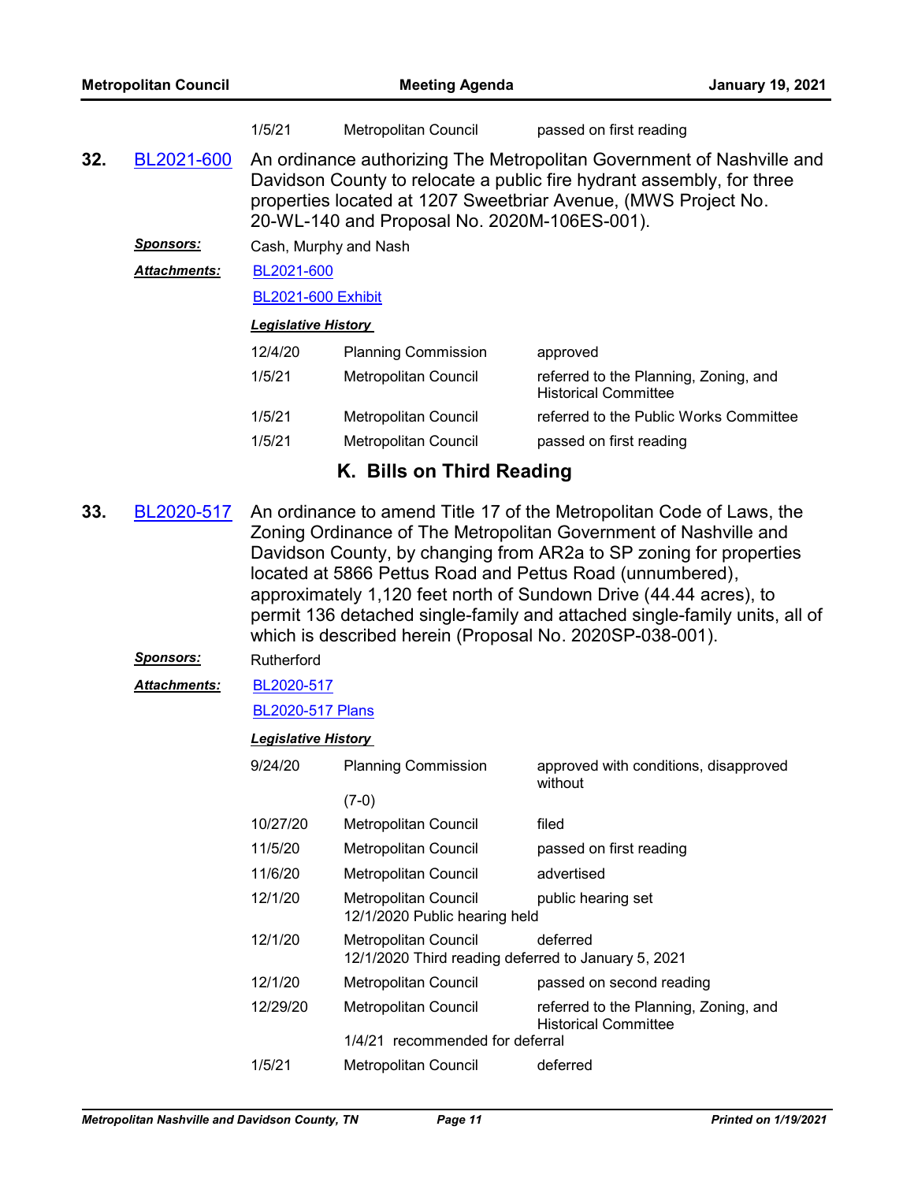| | | |
|---|---|---|
| 1/5/21 | Metropolitan Council | passed on first reading |

**32.** BL2021-600 An ordinance authorizing The Metropolitan Government of Nashville and Davidson County to relocate a public fire hydrant assembly, for three properties located at 1207 Sweetbriar Avenue, (MWS Project No. 20-WL-140 and Proposal No. 2020M-106ES-001).

***Sponsors:*** Cash, Murphy and Nash

***Attachments:*** BL2021-600

BL2021-600 Exhibit

***Legislative History***

| | | |
|---|---|---|
| 12/4/20 | Planning Commission | approved |
| 1/5/21 | Metropolitan Council | referred to the Planning, Zoning, and Historical Committee |
| 1/5/21 | Metropolitan Council | referred to the Public Works Committee |
| 1/5/21 | Metropolitan Council | passed on first reading |

## K. Bills on Third Reading

**33.** BL2020-517 An ordinance to amend Title 17 of the Metropolitan Code of Laws, the Zoning Ordinance of The Metropolitan Government of Nashville and Davidson County, by changing from AR2a to SP zoning for properties located at 5866 Pettus Road and Pettus Road (unnumbered), approximately 1,120 feet north of Sundown Drive (44.44 acres), to permit 136 detached single-family and attached single-family units, all of which is described herein (Proposal No. 2020SP-038-001).

***Sponsors:*** Rutherford

***Attachments:*** BL2020-517

BL2020-517 Plans

***Legislative History***

| | | |
|---|---|---|
| 9/24/20 | Planning Commission (7-0) | approved with conditions, disapproved without |
| 10/27/20 | Metropolitan Council | filed |
| 11/5/20 | Metropolitan Council | passed on first reading |
| 11/6/20 | Metropolitan Council | advertised |
| 12/1/20 | Metropolitan Council<br>12/1/2020 Public hearing held | public hearing set |
| 12/1/20 | Metropolitan Council<br>12/1/2020 Third reading deferred to January 5, 2021 | deferred |
| 12/1/20 | Metropolitan Council | passed on second reading |
| 12/29/20 | Metropolitan Council<br>1/4/21 recommended for deferral | referred to the Planning, Zoning, and Historical Committee |
| 1/5/21 | Metropolitan Council | deferred |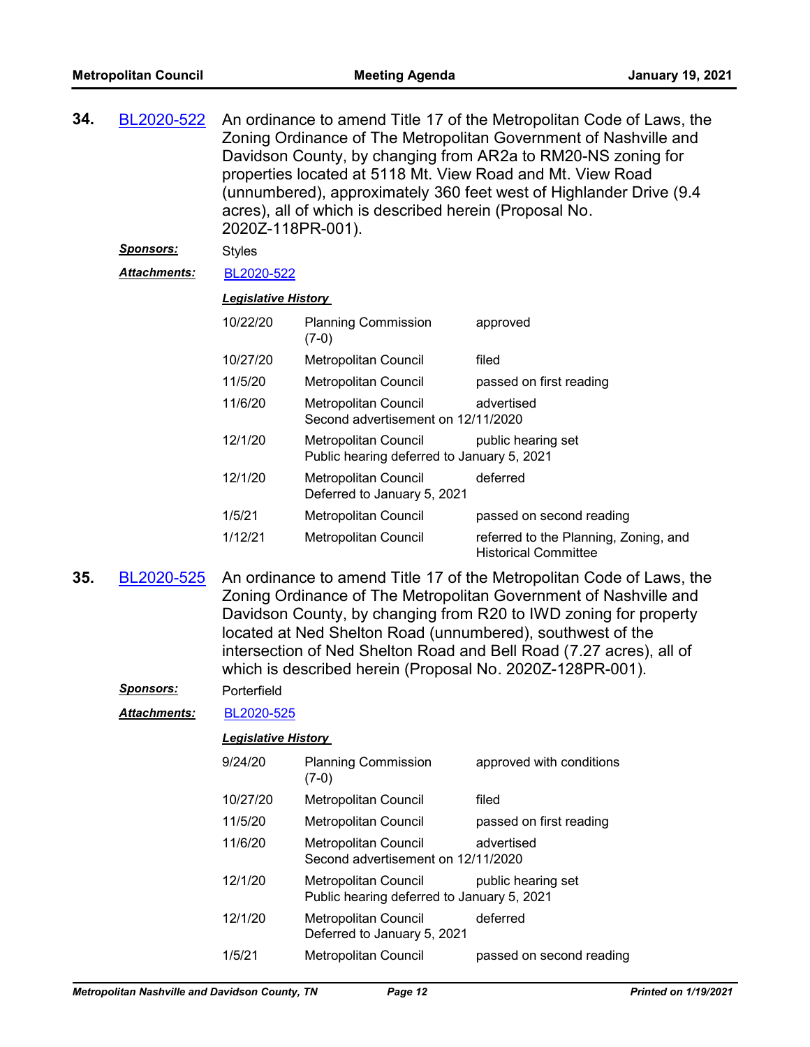**34.** [BL2020-522] An ordinance to amend Title 17 of the Metropolitan Code of Laws, the Zoning Ordinance of The Metropolitan Government of Nashville and Davidson County, by changing from AR2a to RM20-NS zoning for properties located at 5118 Mt. View Road and Mt. View Road (unnumbered), approximately 360 feet west of Highlander Drive (9.4 acres), all of which is described herein (Proposal No. 2020Z-118PR-001).

***Sponsors:*** Styles

***Attachments:*** BL2020-522

***Legislative History***

| Date | Body | Action |
|---|---|---|
| 10/22/20 | Planning Commission (7-0) | approved |
| 10/27/20 | Metropolitan Council | filed |
| 11/5/20 | Metropolitan Council | passed on first reading |
| 11/6/20 | Metropolitan Council<br>Second advertisement on 12/11/2020 | advertised |
| 12/1/20 | Metropolitan Council<br>Public hearing deferred to January 5, 2021 | public hearing set |
| 12/1/20 | Metropolitan Council<br>Deferred to January 5, 2021 | deferred |
| 1/5/21 | Metropolitan Council | passed on second reading |
| 1/12/21 | Metropolitan Council | referred to the Planning, Zoning, and Historical Committee |

**35.** [BL2020-525] An ordinance to amend Title 17 of the Metropolitan Code of Laws, the Zoning Ordinance of The Metropolitan Government of Nashville and Davidson County, by changing from R20 to IWD zoning for property located at Ned Shelton Road (unnumbered), southwest of the intersection of Ned Shelton Road and Bell Road (7.27 acres), all of which is described herein (Proposal No. 2020Z-128PR-001).

***Sponsors:*** Porterfield

***Attachments:*** BL2020-525

***Legislative History***

| Date | Body | Action |
|---|---|---|
| 9/24/20 | Planning Commission (7-0) | approved with conditions |
| 10/27/20 | Metropolitan Council | filed |
| 11/5/20 | Metropolitan Council | passed on first reading |
| 11/6/20 | Metropolitan Council<br>Second advertisement on 12/11/2020 | advertised |
| 12/1/20 | Metropolitan Council<br>Public hearing deferred to January 5, 2021 | public hearing set |
| 12/1/20 | Metropolitan Council<br>Deferred to January 5, 2021 | deferred |
| 1/5/21 | Metropolitan Council | passed on second reading |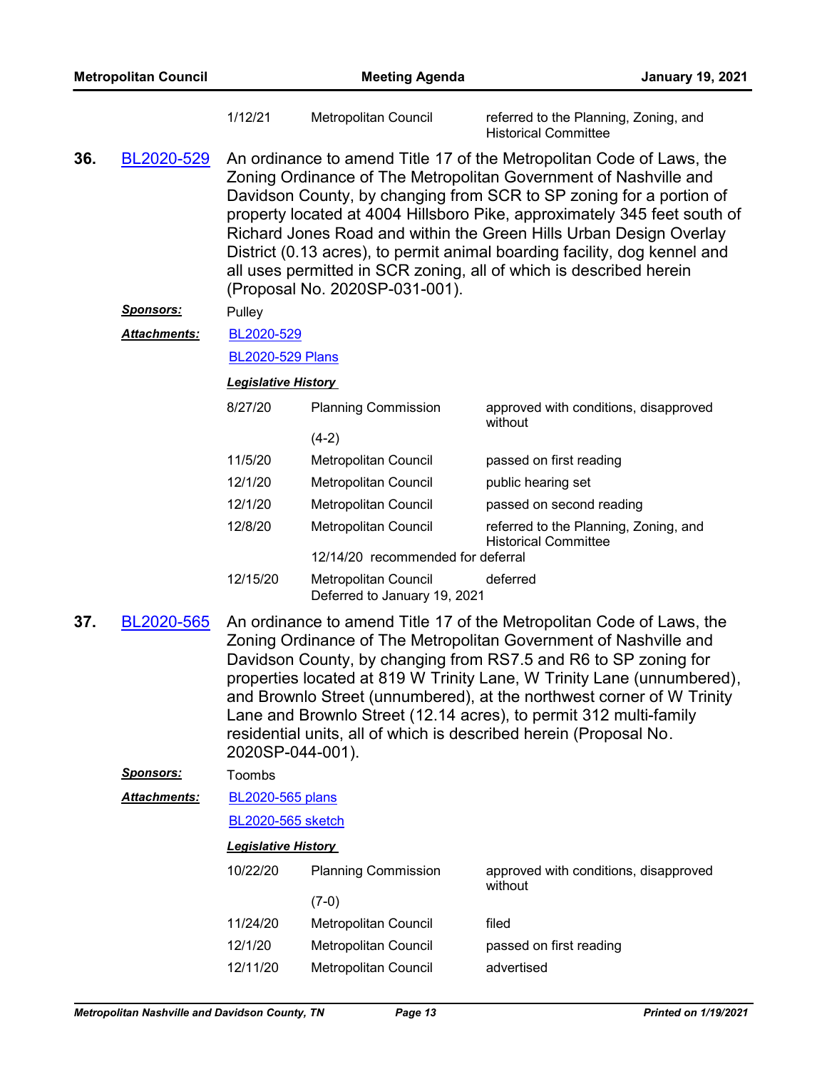| | | |
|---|---|---|
| 1/12/21 | Metropolitan Council | referred to the Planning, Zoning, and Historical Committee |

**36.** BL2020-529

An ordinance to amend Title 17 of the Metropolitan Code of Laws, the Zoning Ordinance of The Metropolitan Government of Nashville and Davidson County, by changing from SCR to SP zoning for a portion of property located at 4004 Hillsboro Pike, approximately 345 feet south of Richard Jones Road and within the Green Hills Urban Design Overlay District (0.13 acres), to permit animal boarding facility, dog kennel and all uses permitted in SCR zoning, all of which is described herein (Proposal No. 2020SP-031-001).

***Sponsors:*** Pulley

***Attachments:*** BL2020-529

BL2020-529 Plans

***Legislative History***

| | | |
|---|---|---|
| 8/27/20 | Planning Commission (4-2) | approved with conditions, disapproved without |
| 11/5/20 | Metropolitan Council | passed on first reading |
| 12/1/20 | Metropolitan Council | public hearing set |
| 12/1/20 | Metropolitan Council | passed on second reading |
| 12/8/20 | Metropolitan Council | referred to the Planning, Zoning, and Historical Committee |
| | 12/14/20 recommended for deferral | |
| 12/15/20 | Metropolitan Council Deferred to January 19, 2021 | deferred |

**37.** BL2020-565

An ordinance to amend Title 17 of the Metropolitan Code of Laws, the Zoning Ordinance of The Metropolitan Government of Nashville and Davidson County, by changing from RS7.5 and R6 to SP zoning for properties located at 819 W Trinity Lane, W Trinity Lane (unnumbered), and Brownlo Street (unnumbered), at the northwest corner of W Trinity Lane and Brownlo Street (12.14 acres), to permit 312 multi-family residential units, all of which is described herein (Proposal No. 2020SP-044-001).

***Sponsors:*** Toombs

***Attachments:*** BL2020-565 plans

BL2020-565 sketch

***Legislative History***

| | | |
|---|---|---|
| 10/22/20 | Planning Commission (7-0) | approved with conditions, disapproved without |
| 11/24/20 | Metropolitan Council | filed |
| 12/1/20 | Metropolitan Council | passed on first reading |
| 12/11/20 | Metropolitan Council | advertised |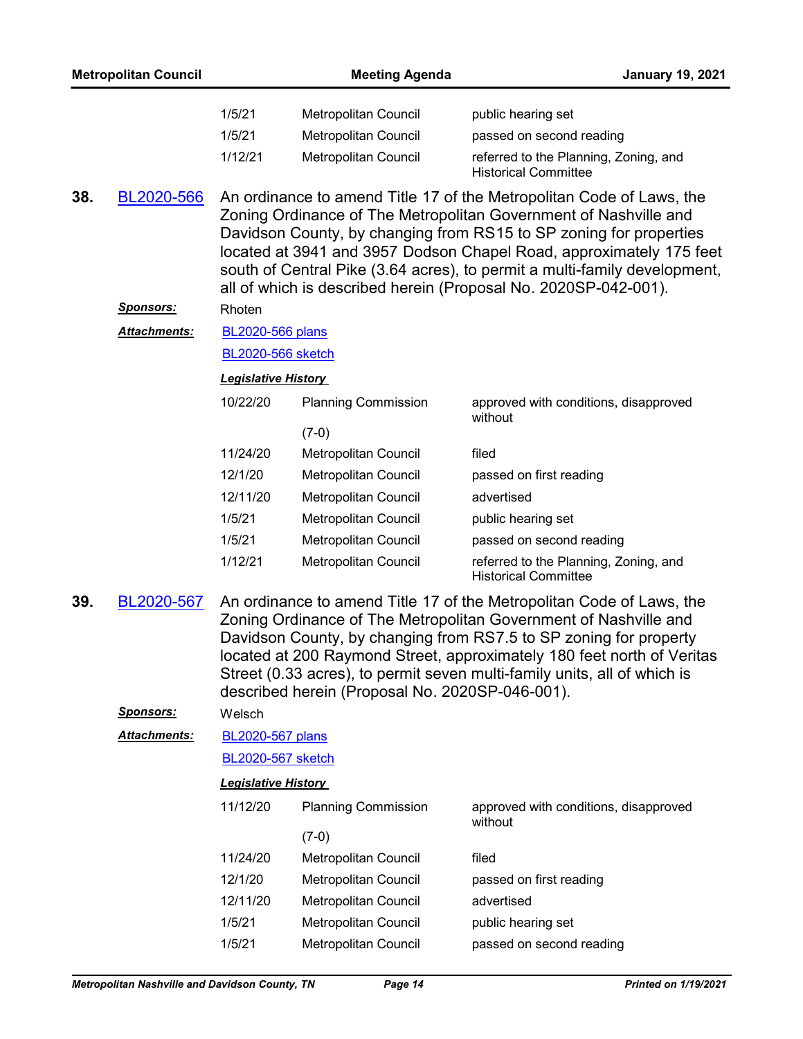| | | |
|---|---|---|
| 1/5/21 | Metropolitan Council | public hearing set |
| 1/5/21 | Metropolitan Council | passed on second reading |
| 1/12/21 | Metropolitan Council | referred to the Planning, Zoning, and Historical Committee |

**38.** BL2020-566 An ordinance to amend Title 17 of the Metropolitan Code of Laws, the Zoning Ordinance of The Metropolitan Government of Nashville and Davidson County, by changing from RS15 to SP zoning for properties located at 3941 and 3957 Dodson Chapel Road, approximately 175 feet south of Central Pike (3.64 acres), to permit a multi-family development, all of which is described herein (Proposal No. 2020SP-042-001).

***Sponsors:*** Rhoten

***Attachments:*** BL2020-566 plans

BL2020-566 sketch

***Legislative History***

| | | |
|---|---|---|
| 10/22/20 | Planning Commission (7-0) | approved with conditions, disapproved without |
| 11/24/20 | Metropolitan Council | filed |
| 12/1/20 | Metropolitan Council | passed on first reading |
| 12/11/20 | Metropolitan Council | advertised |
| 1/5/21 | Metropolitan Council | public hearing set |
| 1/5/21 | Metropolitan Council | passed on second reading |
| 1/12/21 | Metropolitan Council | referred to the Planning, Zoning, and Historical Committee |

**39.** BL2020-567 An ordinance to amend Title 17 of the Metropolitan Code of Laws, the Zoning Ordinance of The Metropolitan Government of Nashville and Davidson County, by changing from RS7.5 to SP zoning for property located at 200 Raymond Street, approximately 180 feet north of Veritas Street (0.33 acres), to permit seven multi-family units, all of which is described herein (Proposal No. 2020SP-046-001).

***Sponsors:*** Welsch

***Attachments:*** BL2020-567 plans

BL2020-567 sketch

***Legislative History***

| | | |
|---|---|---|
| 11/12/20 | Planning Commission (7-0) | approved with conditions, disapproved without |
| 11/24/20 | Metropolitan Council | filed |
| 12/1/20 | Metropolitan Council | passed on first reading |
| 12/11/20 | Metropolitan Council | advertised |
| 1/5/21 | Metropolitan Council | public hearing set |
| 1/5/21 | Metropolitan Council | passed on second reading |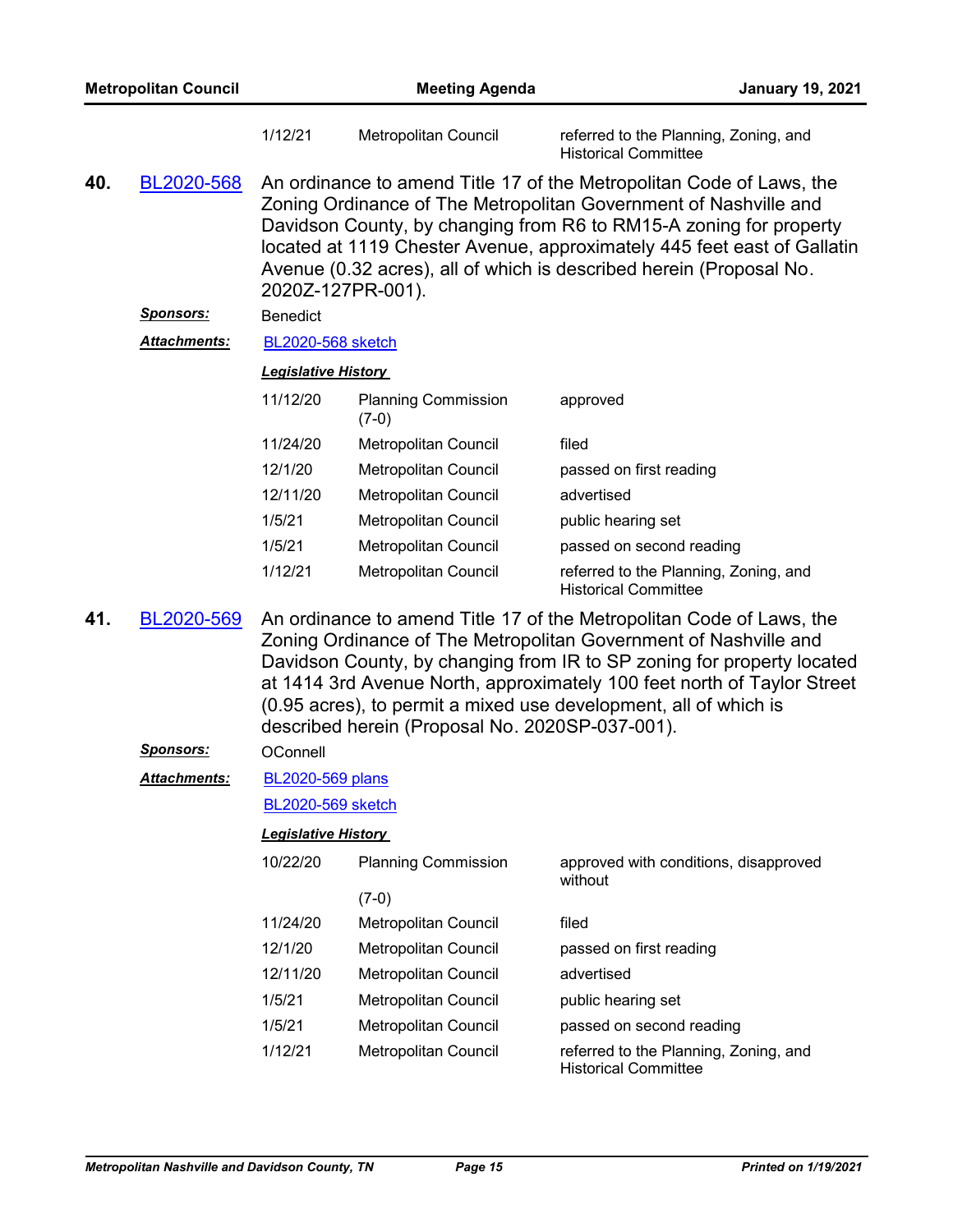| | | |
|---|---|---|
| 1/12/21 | Metropolitan Council | referred to the Planning, Zoning, and Historical Committee |

**40.** BL2020-568 An ordinance to amend Title 17 of the Metropolitan Code of Laws, the Zoning Ordinance of The Metropolitan Government of Nashville and Davidson County, by changing from R6 to RM15-A zoning for property located at 1119 Chester Avenue, approximately 445 feet east of Gallatin Avenue (0.32 acres), all of which is described herein (Proposal No. 2020Z-127PR-001).

***Sponsors:*** Benedict

***Attachments:*** BL2020-568 sketch

***Legislative History***

| Date | Body | Action |
|---|---|---|
| 11/12/20 | Planning Commission (7-0) | approved |
| 11/24/20 | Metropolitan Council | filed |
| 12/1/20 | Metropolitan Council | passed on first reading |
| 12/11/20 | Metropolitan Council | advertised |
| 1/5/21 | Metropolitan Council | public hearing set |
| 1/5/21 | Metropolitan Council | passed on second reading |
| 1/12/21 | Metropolitan Council | referred to the Planning, Zoning, and Historical Committee |

**41.** BL2020-569 An ordinance to amend Title 17 of the Metropolitan Code of Laws, the Zoning Ordinance of The Metropolitan Government of Nashville and Davidson County, by changing from IR to SP zoning for property located at 1414 3rd Avenue North, approximately 100 feet north of Taylor Street (0.95 acres), to permit a mixed use development, all of which is described herein (Proposal No. 2020SP-037-001).

***Sponsors:*** OConnell

***Attachments:*** BL2020-569 plans

BL2020-569 sketch

***Legislative History***

| Date | Body | Action |
|---|---|---|
| 10/22/20 | Planning Commission (7-0) | approved with conditions, disapproved without |
| 11/24/20 | Metropolitan Council | filed |
| 12/1/20 | Metropolitan Council | passed on first reading |
| 12/11/20 | Metropolitan Council | advertised |
| 1/5/21 | Metropolitan Council | public hearing set |
| 1/5/21 | Metropolitan Council | passed on second reading |
| 1/12/21 | Metropolitan Council | referred to the Planning, Zoning, and Historical Committee |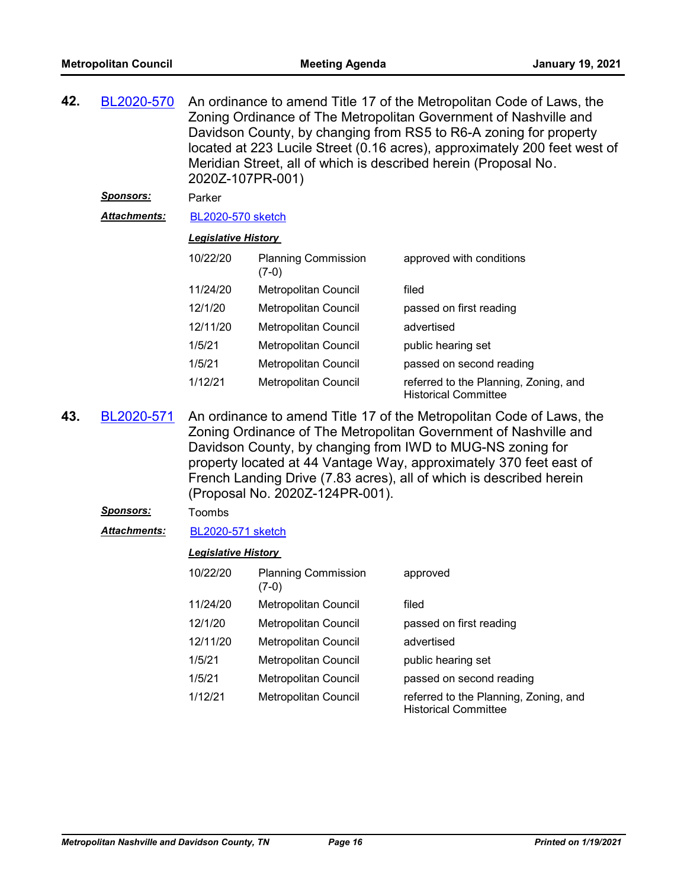**42.** BL2020-570 An ordinance to amend Title 17 of the Metropolitan Code of Laws, the Zoning Ordinance of The Metropolitan Government of Nashville and Davidson County, by changing from RS5 to R6-A zoning for property located at 223 Lucile Street (0.16 acres), approximately 200 feet west of Meridian Street, all of which is described herein (Proposal No. 2020Z-107PR-001)

***Sponsors:*** Parker

***Attachments:*** BL2020-570 sketch

***Legislative History***

| | | |
|---|---|---|
| 10/22/20 | Planning Commission (7-0) | approved with conditions |
| 11/24/20 | Metropolitan Council | filed |
| 12/1/20 | Metropolitan Council | passed on first reading |
| 12/11/20 | Metropolitan Council | advertised |
| 1/5/21 | Metropolitan Council | public hearing set |
| 1/5/21 | Metropolitan Council | passed on second reading |
| 1/12/21 | Metropolitan Council | referred to the Planning, Zoning, and Historical Committee |

**43.** BL2020-571 An ordinance to amend Title 17 of the Metropolitan Code of Laws, the Zoning Ordinance of The Metropolitan Government of Nashville and Davidson County, by changing from IWD to MUG-NS zoning for property located at 44 Vantage Way, approximately 370 feet east of French Landing Drive (7.83 acres), all of which is described herein (Proposal No. 2020Z-124PR-001).

***Sponsors:*** Toombs

***Attachments:*** BL2020-571 sketch

***Legislative History***

| | | |
|---|---|---|
| 10/22/20 | Planning Commission (7-0) | approved |
| 11/24/20 | Metropolitan Council | filed |
| 12/1/20 | Metropolitan Council | passed on first reading |
| 12/11/20 | Metropolitan Council | advertised |
| 1/5/21 | Metropolitan Council | public hearing set |
| 1/5/21 | Metropolitan Council | passed on second reading |
| 1/12/21 | Metropolitan Council | referred to the Planning, Zoning, and Historical Committee |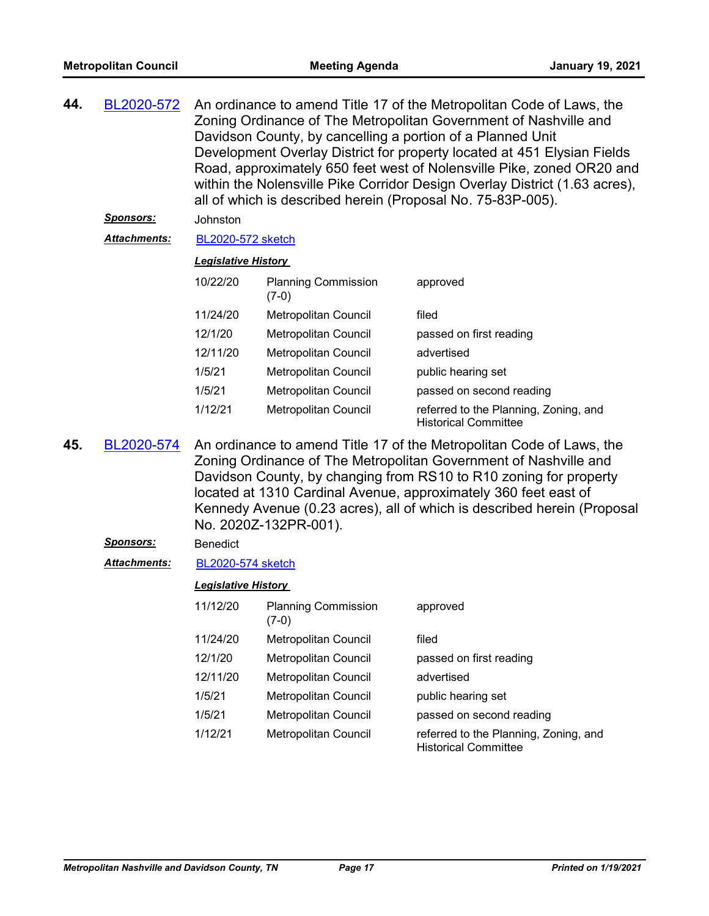**44.** BL2020-572 An ordinance to amend Title 17 of the Metropolitan Code of Laws, the Zoning Ordinance of The Metropolitan Government of Nashville and Davidson County, by cancelling a portion of a Planned Unit Development Overlay District for property located at 451 Elysian Fields Road, approximately 650 feet west of Nolensville Pike, zoned OR20 and within the Nolensville Pike Corridor Design Overlay District (1.63 acres), all of which is described herein (Proposal No. 75-83P-005).

***Sponsors:*** Johnston

***Attachments:*** BL2020-572 sketch

***Legislative History***

| | | |
|---|---|---|
| 10/22/20 | Planning Commission (7-0) | approved |
| 11/24/20 | Metropolitan Council | filed |
| 12/1/20 | Metropolitan Council | passed on first reading |
| 12/11/20 | Metropolitan Council | advertised |
| 1/5/21 | Metropolitan Council | public hearing set |
| 1/5/21 | Metropolitan Council | passed on second reading |
| 1/12/21 | Metropolitan Council | referred to the Planning, Zoning, and Historical Committee |

**45.** BL2020-574 An ordinance to amend Title 17 of the Metropolitan Code of Laws, the Zoning Ordinance of The Metropolitan Government of Nashville and Davidson County, by changing from RS10 to R10 zoning for property located at 1310 Cardinal Avenue, approximately 360 feet east of Kennedy Avenue (0.23 acres), all of which is described herein (Proposal No. 2020Z-132PR-001).

***Sponsors:*** Benedict

***Attachments:*** BL2020-574 sketch

***Legislative History***

| | | |
|---|---|---|
| 11/12/20 | Planning Commission (7-0) | approved |
| 11/24/20 | Metropolitan Council | filed |
| 12/1/20 | Metropolitan Council | passed on first reading |
| 12/11/20 | Metropolitan Council | advertised |
| 1/5/21 | Metropolitan Council | public hearing set |
| 1/5/21 | Metropolitan Council | passed on second reading |
| 1/12/21 | Metropolitan Council | referred to the Planning, Zoning, and Historical Committee |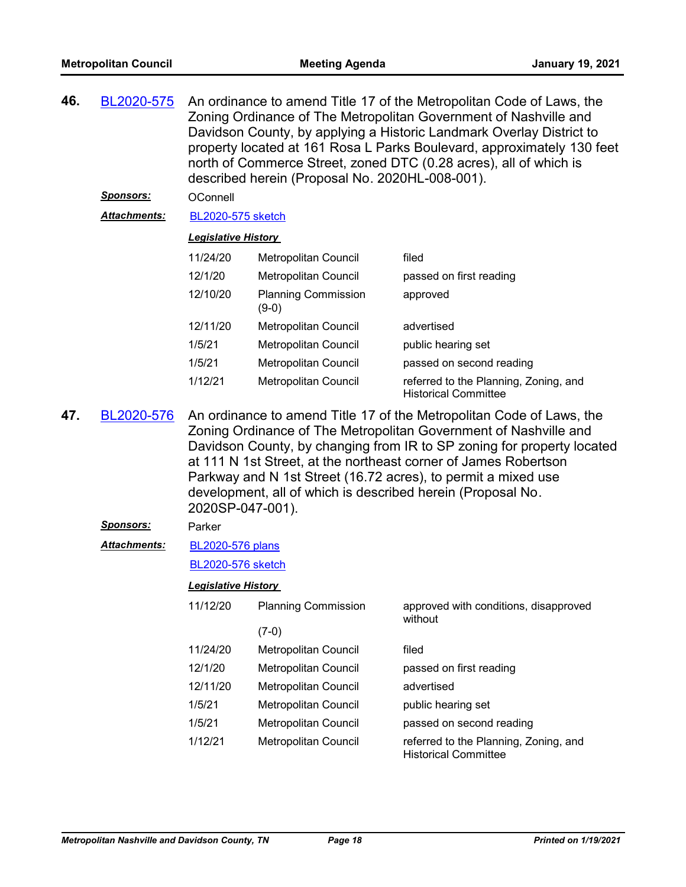**46.** BL2020-575 An ordinance to amend Title 17 of the Metropolitan Code of Laws, the Zoning Ordinance of The Metropolitan Government of Nashville and Davidson County, by applying a Historic Landmark Overlay District to property located at 161 Rosa L Parks Boulevard, approximately 130 feet north of Commerce Street, zoned DTC (0.28 acres), all of which is described herein (Proposal No. 2020HL-008-001).

***Sponsors:*** OConnell

***Attachments:*** BL2020-575 sketch

***Legislative History***

| | | |
|---|---|---|
| 11/24/20 | Metropolitan Council | filed |
| 12/1/20 | Metropolitan Council | passed on first reading |
| 12/10/20 | Planning Commission (9-0) | approved |
| 12/11/20 | Metropolitan Council | advertised |
| 1/5/21 | Metropolitan Council | public hearing set |
| 1/5/21 | Metropolitan Council | passed on second reading |
| 1/12/21 | Metropolitan Council | referred to the Planning, Zoning, and Historical Committee |

**47.** BL2020-576 An ordinance to amend Title 17 of the Metropolitan Code of Laws, the Zoning Ordinance of The Metropolitan Government of Nashville and Davidson County, by changing from IR to SP zoning for property located at 111 N 1st Street, at the northeast corner of James Robertson Parkway and N 1st Street (16.72 acres), to permit a mixed use development, all of which is described herein (Proposal No. 2020SP-047-001).

***Sponsors:*** Parker

***Attachments:*** BL2020-576 plans

BL2020-576 sketch

***Legislative History***

| | | |
|---|---|---|
| 11/12/20 | Planning Commission (7-0) | approved with conditions, disapproved without |
| 11/24/20 | Metropolitan Council | filed |
| 12/1/20 | Metropolitan Council | passed on first reading |
| 12/11/20 | Metropolitan Council | advertised |
| 1/5/21 | Metropolitan Council | public hearing set |
| 1/5/21 | Metropolitan Council | passed on second reading |
| 1/12/21 | Metropolitan Council | referred to the Planning, Zoning, and Historical Committee |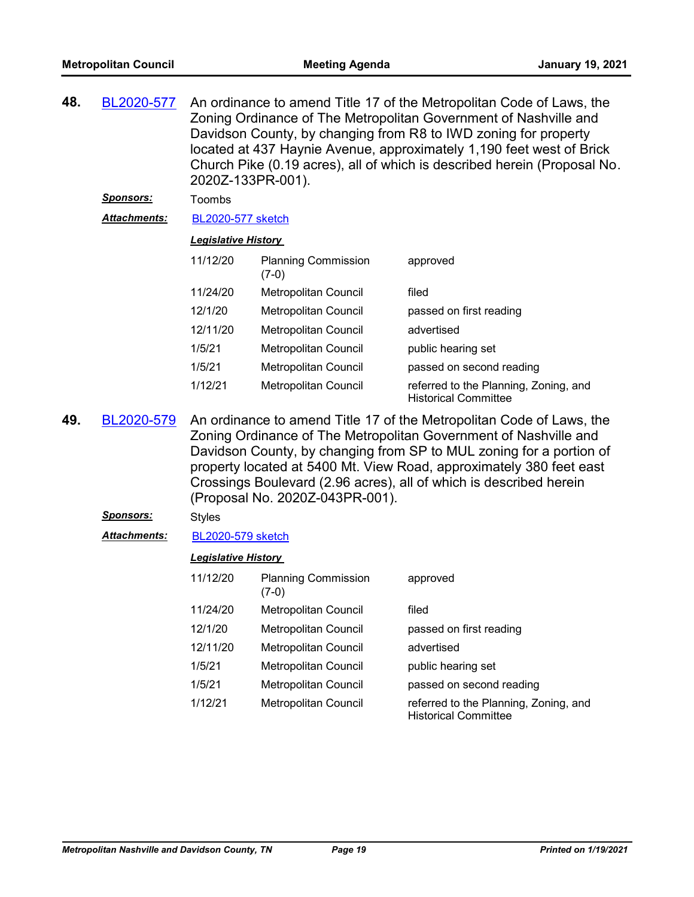**48.** BL2020-577 An ordinance to amend Title 17 of the Metropolitan Code of Laws, the Zoning Ordinance of The Metropolitan Government of Nashville and Davidson County, by changing from R8 to IWD zoning for property located at 437 Haynie Avenue, approximately 1,190 feet west of Brick Church Pike (0.19 acres), all of which is described herein (Proposal No. 2020Z-133PR-001).

***Sponsors:*** Toombs

***Attachments:*** BL2020-577 sketch

***Legislative History***

| | | |
|---|---|---|
| 11/12/20 | Planning Commission (7-0) | approved |
| 11/24/20 | Metropolitan Council | filed |
| 12/1/20 | Metropolitan Council | passed on first reading |
| 12/11/20 | Metropolitan Council | advertised |
| 1/5/21 | Metropolitan Council | public hearing set |
| 1/5/21 | Metropolitan Council | passed on second reading |
| 1/12/21 | Metropolitan Council | referred to the Planning, Zoning, and Historical Committee |

**49.** BL2020-579 An ordinance to amend Title 17 of the Metropolitan Code of Laws, the Zoning Ordinance of The Metropolitan Government of Nashville and Davidson County, by changing from SP to MUL zoning for a portion of property located at 5400 Mt. View Road, approximately 380 feet east Crossings Boulevard (2.96 acres), all of which is described herein (Proposal No. 2020Z-043PR-001).

***Sponsors:*** Styles

***Attachments:*** BL2020-579 sketch

***Legislative History***

| | | |
|---|---|---|
| 11/12/20 | Planning Commission (7-0) | approved |
| 11/24/20 | Metropolitan Council | filed |
| 12/1/20 | Metropolitan Council | passed on first reading |
| 12/11/20 | Metropolitan Council | advertised |
| 1/5/21 | Metropolitan Council | public hearing set |
| 1/5/21 | Metropolitan Council | passed on second reading |
| 1/12/21 | Metropolitan Council | referred to the Planning, Zoning, and Historical Committee |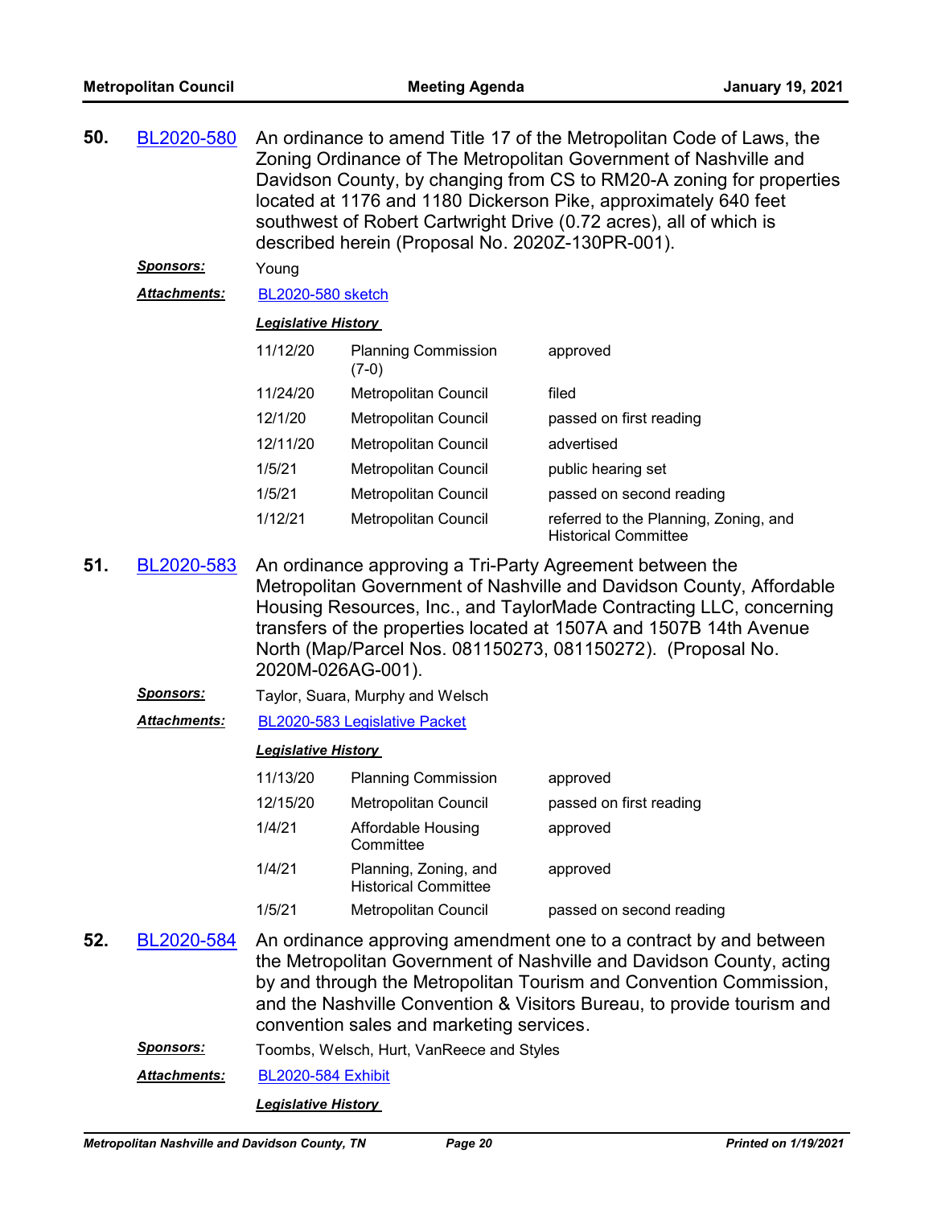**50.** BL2020-580 An ordinance to amend Title 17 of the Metropolitan Code of Laws, the Zoning Ordinance of The Metropolitan Government of Nashville and Davidson County, by changing from CS to RM20-A zoning for properties located at 1176 and 1180 Dickerson Pike, approximately 640 feet southwest of Robert Cartwright Drive (0.72 acres), all of which is described herein (Proposal No. 2020Z-130PR-001).

***Sponsors:*** Young

***Attachments:*** BL2020-580 sketch

***Legislative History***

| | | |
|---|---|---|
| 11/12/20 | Planning Commission (7-0) | approved |
| 11/24/20 | Metropolitan Council | filed |
| 12/1/20 | Metropolitan Council | passed on first reading |
| 12/11/20 | Metropolitan Council | advertised |
| 1/5/21 | Metropolitan Council | public hearing set |
| 1/5/21 | Metropolitan Council | passed on second reading |
| 1/12/21 | Metropolitan Council | referred to the Planning, Zoning, and Historical Committee |

**51.** BL2020-583 An ordinance approving a Tri-Party Agreement between the Metropolitan Government of Nashville and Davidson County, Affordable Housing Resources, Inc., and TaylorMade Contracting LLC, concerning transfers of the properties located at 1507A and 1507B 14th Avenue North (Map/Parcel Nos. 081150273, 081150272). (Proposal No. 2020M-026AG-001).

***Sponsors:*** Taylor, Suara, Murphy and Welsch

***Attachments:*** BL2020-583 Legislative Packet

***Legislative History***

| | | |
|---|---|---|
| 11/13/20 | Planning Commission | approved |
| 12/15/20 | Metropolitan Council | passed on first reading |
| 1/4/21 | Affordable Housing Committee | approved |
| 1/4/21 | Planning, Zoning, and Historical Committee | approved |
| 1/5/21 | Metropolitan Council | passed on second reading |

**52.** BL2020-584 An ordinance approving amendment one to a contract by and between the Metropolitan Government of Nashville and Davidson County, acting by and through the Metropolitan Tourism and Convention Commission, and the Nashville Convention & Visitors Bureau, to provide tourism and convention sales and marketing services.

***Sponsors:*** Toombs, Welsch, Hurt, VanReece and Styles

***Attachments:*** BL2020-584 Exhibit

***Legislative History***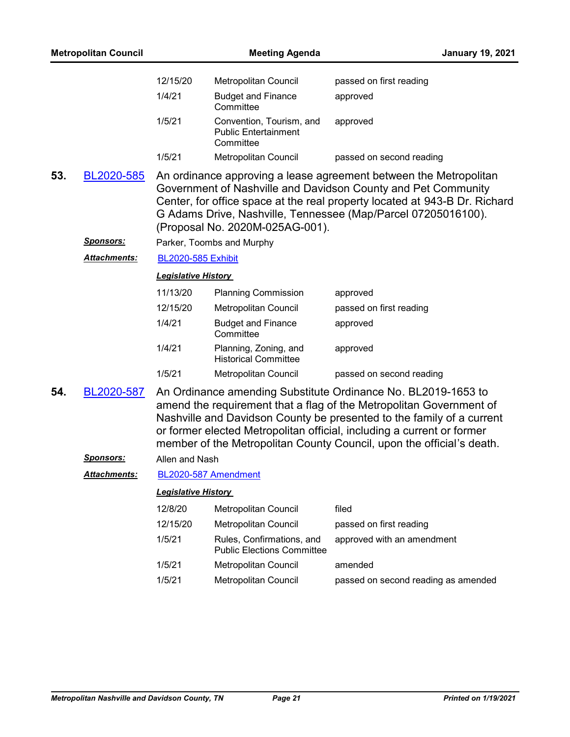| | | |
|---|---|---|
| 12/15/20 | Metropolitan Council | passed on first reading |
| 1/4/21 | Budget and Finance Committee | approved |
| 1/5/21 | Convention, Tourism, and Public Entertainment Committee | approved |
| 1/5/21 | Metropolitan Council | passed on second reading |

**53.** BL2020-585 An ordinance approving a lease agreement between the Metropolitan Government of Nashville and Davidson County and Pet Community Center, for office space at the real property located at 943-B Dr. Richard G Adams Drive, Nashville, Tennessee (Map/Parcel 07205016100). (Proposal No. 2020M-025AG-001).

***Sponsors:*** Parker, Toombs and Murphy

***Attachments:*** BL2020-585 Exhibit

***Legislative History***

| | | |
|---|---|---|
| 11/13/20 | Planning Commission | approved |
| 12/15/20 | Metropolitan Council | passed on first reading |
| 1/4/21 | Budget and Finance Committee | approved |
| 1/4/21 | Planning, Zoning, and Historical Committee | approved |
| 1/5/21 | Metropolitan Council | passed on second reading |

**54.** BL2020-587 An Ordinance amending Substitute Ordinance No. BL2019-1653 to amend the requirement that a flag of the Metropolitan Government of Nashville and Davidson County be presented to the family of a current or former elected Metropolitan official, including a current or former member of the Metropolitan County Council, upon the official's death.

***Sponsors:*** Allen and Nash

***Attachments:*** BL2020-587 Amendment

***Legislative History***

| | | |
|---|---|---|
| 12/8/20 | Metropolitan Council | filed |
| 12/15/20 | Metropolitan Council | passed on first reading |
| 1/5/21 | Rules, Confirmations, and Public Elections Committee | approved with an amendment |
| 1/5/21 | Metropolitan Council | amended |
| 1/5/21 | Metropolitan Council | passed on second reading as amended |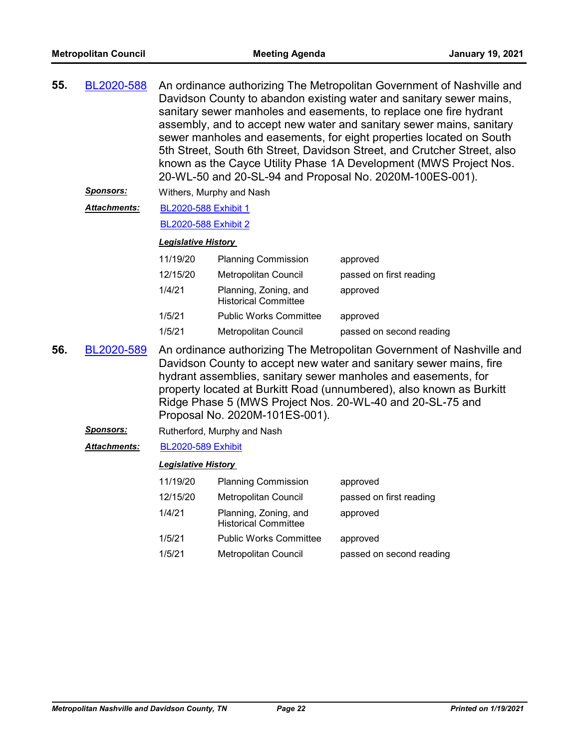**55.** BL2020-588 An ordinance authorizing The Metropolitan Government of Nashville and Davidson County to abandon existing water and sanitary sewer mains, sanitary sewer manholes and easements, to replace one fire hydrant assembly, and to accept new water and sanitary sewer mains, sanitary sewer manholes and easements, for eight properties located on South 5th Street, South 6th Street, Davidson Street, and Crutcher Street, also known as the Cayce Utility Phase 1A Development (MWS Project Nos. 20-WL-50 and 20-SL-94 and Proposal No. 2020M-100ES-001).

***Sponsors:*** Withers, Murphy and Nash

***Attachments:*** BL2020-588 Exhibit 1

BL2020-588 Exhibit 2

***Legislative History***

| | | |
|---|---|---|
| 11/19/20 | Planning Commission | approved |
| 12/15/20 | Metropolitan Council | passed on first reading |
| 1/4/21 | Planning, Zoning, and Historical Committee | approved |
| 1/5/21 | Public Works Committee | approved |
| 1/5/21 | Metropolitan Council | passed on second reading |

**56.** BL2020-589 An ordinance authorizing The Metropolitan Government of Nashville and Davidson County to accept new water and sanitary sewer mains, fire hydrant assemblies, sanitary sewer manholes and easements, for property located at Burkitt Road (unnumbered), also known as Burkitt Ridge Phase 5 (MWS Project Nos. 20-WL-40 and 20-SL-75 and Proposal No. 2020M-101ES-001).

***Sponsors:*** Rutherford, Murphy and Nash

***Attachments:*** BL2020-589 Exhibit

***Legislative History***

| | | |
|---|---|---|
| 11/19/20 | Planning Commission | approved |
| 12/15/20 | Metropolitan Council | passed on first reading |
| 1/4/21 | Planning, Zoning, and Historical Committee | approved |
| 1/5/21 | Public Works Committee | approved |
| 1/5/21 | Metropolitan Council | passed on second reading |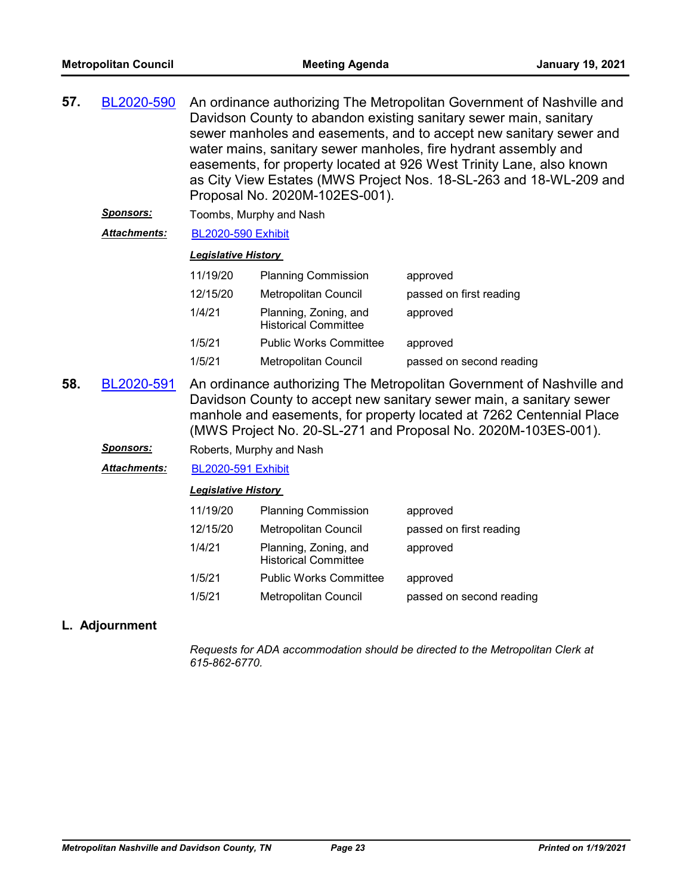**57.** BL2020-590 An ordinance authorizing The Metropolitan Government of Nashville and Davidson County to abandon existing sanitary sewer main, sanitary sewer manholes and easements, and to accept new sanitary sewer and water mains, sanitary sewer manholes, fire hydrant assembly and easements, for property located at 926 West Trinity Lane, also known as City View Estates (MWS Project Nos. 18-SL-263 and 18-WL-209 and Proposal No. 2020M-102ES-001).

***Sponsors:*** Toombs, Murphy and Nash

***Attachments:*** BL2020-590 Exhibit

***Legislative History***

| | | |
|---|---|---|
| 11/19/20 | Planning Commission | approved |
| 12/15/20 | Metropolitan Council | passed on first reading |
| 1/4/21 | Planning, Zoning, and Historical Committee | approved |
| 1/5/21 | Public Works Committee | approved |
| 1/5/21 | Metropolitan Council | passed on second reading |

**58.** BL2020-591 An ordinance authorizing The Metropolitan Government of Nashville and Davidson County to accept new sanitary sewer main, a sanitary sewer manhole and easements, for property located at 7262 Centennial Place (MWS Project No. 20-SL-271 and Proposal No. 2020M-103ES-001).

***Sponsors:*** Roberts, Murphy and Nash

***Attachments:*** BL2020-591 Exhibit

***Legislative History***

| | | |
|---|---|---|
| 11/19/20 | Planning Commission | approved |
| 12/15/20 | Metropolitan Council | passed on first reading |
| 1/4/21 | Planning, Zoning, and Historical Committee | approved |
| 1/5/21 | Public Works Committee | approved |
| 1/5/21 | Metropolitan Council | passed on second reading |

## L. Adjournment

*Requests for ADA accommodation should be directed to the Metropolitan Clerk at 615-862-6770.*